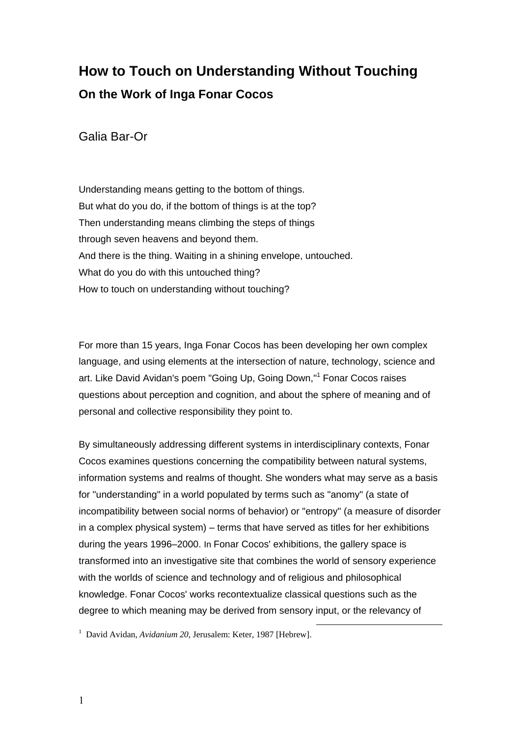# How to Touch on Understanding Without Touching

## On the Work of Inga Fonar Cocos

Galia Bar-Or

Understanding means getting to the bottom of things.
But what do you do, if the bottom of things is at the top?
Then understanding means climbing the steps of things
through seven heavens and beyond them.
And there is the thing. Waiting in a shining envelope, untouched.
What do you do with this untouched thing?
How to touch on understanding without touching?

For more than 15 years, Inga Fonar Cocos has been developing her own complex language, and using elements at the intersection of nature, technology, science and art. Like David Avidan's poem "Going Up, Going Down,"[1] Fonar Cocos raises questions about perception and cognition, and about the sphere of meaning and of personal and collective responsibility they point to.

By simultaneously addressing different systems in interdisciplinary contexts, Fonar Cocos examines questions concerning the compatibility between natural systems, information systems and realms of thought. She wonders what may serve as a basis for "understanding" in a world populated by terms such as "anomy" (a state of incompatibility between social norms of behavior) or "entropy" (a measure of disorder in a complex physical system) – terms that have served as titles for her exhibitions during the years 1996–2000. In Fonar Cocos' exhibitions, the gallery space is transformed into an investigative site that combines the world of sensory experience with the worlds of science and technology and of religious and philosophical knowledge. Fonar Cocos' works recontextualize classical questions such as the degree to which meaning may be derived from sensory input, or the relevancy of

[1] David Avidan, *Avidanium 20*, Jerusalem: Keter, 1987 [Hebrew].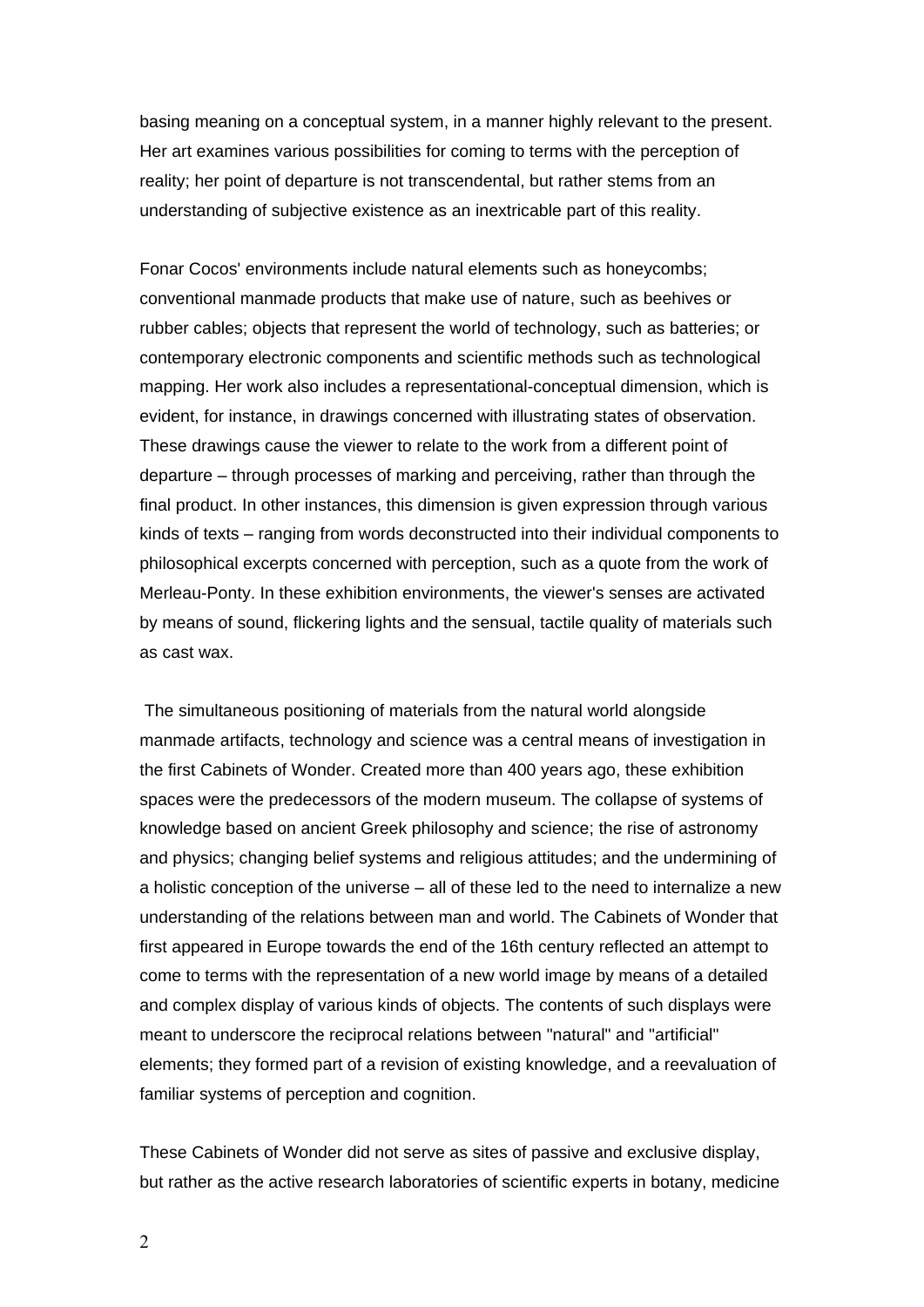basing meaning on a conceptual system, in a manner highly relevant to the present. Her art examines various possibilities for coming to terms with the perception of reality; her point of departure is not transcendental, but rather stems from an understanding of subjective existence as an inextricable part of this reality.

Fonar Cocos' environments include natural elements such as honeycombs; conventional manmade products that make use of nature, such as beehives or rubber cables; objects that represent the world of technology, such as batteries; or contemporary electronic components and scientific methods such as technological mapping. Her work also includes a representational-conceptual dimension, which is evident, for instance, in drawings concerned with illustrating states of observation. These drawings cause the viewer to relate to the work from a different point of departure – through processes of marking and perceiving, rather than through the final product. In other instances, this dimension is given expression through various kinds of texts – ranging from words deconstructed into their individual components to philosophical excerpts concerned with perception, such as a quote from the work of Merleau-Ponty. In these exhibition environments, the viewer's senses are activated by means of sound, flickering lights and the sensual, tactile quality of materials such as cast wax.

The simultaneous positioning of materials from the natural world alongside manmade artifacts, technology and science was a central means of investigation in the first Cabinets of Wonder. Created more than 400 years ago, these exhibition spaces were the predecessors of the modern museum. The collapse of systems of knowledge based on ancient Greek philosophy and science; the rise of astronomy and physics; changing belief systems and religious attitudes; and the undermining of a holistic conception of the universe – all of these led to the need to internalize a new understanding of the relations between man and world. The Cabinets of Wonder that first appeared in Europe towards the end of the 16th century reflected an attempt to come to terms with the representation of a new world image by means of a detailed and complex display of various kinds of objects. The contents of such displays were meant to underscore the reciprocal relations between "natural" and "artificial" elements; they formed part of a revision of existing knowledge, and a reevaluation of familiar systems of perception and cognition.

These Cabinets of Wonder did not serve as sites of passive and exclusive display, but rather as the active research laboratories of scientific experts in botany, medicine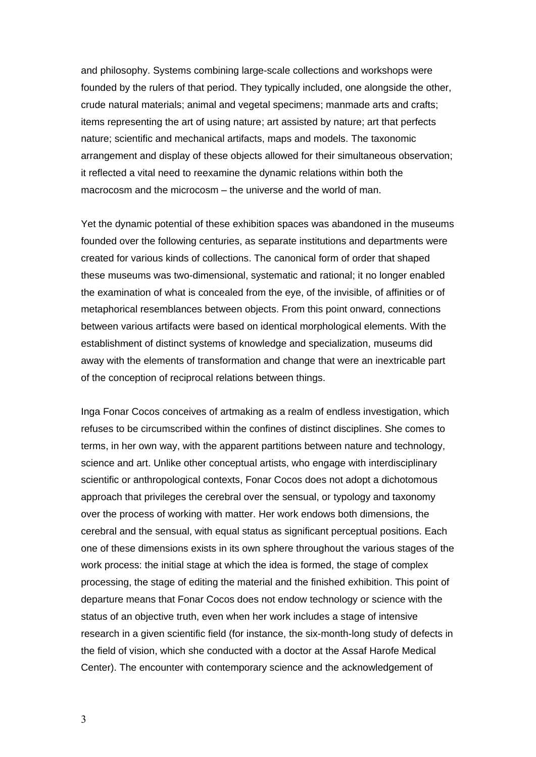and philosophy. Systems combining large-scale collections and workshops were founded by the rulers of that period. They typically included, one alongside the other, crude natural materials; animal and vegetal specimens; manmade arts and crafts; items representing the art of using nature; art assisted by nature; art that perfects nature; scientific and mechanical artifacts, maps and models. The taxonomic arrangement and display of these objects allowed for their simultaneous observation; it reflected a vital need to reexamine the dynamic relations within both the macrocosm and the microcosm – the universe and the world of man.

Yet the dynamic potential of these exhibition spaces was abandoned in the museums founded over the following centuries, as separate institutions and departments were created for various kinds of collections. The canonical form of order that shaped these museums was two-dimensional, systematic and rational; it no longer enabled the examination of what is concealed from the eye, of the invisible, of affinities or of metaphorical resemblances between objects. From this point onward, connections between various artifacts were based on identical morphological elements. With the establishment of distinct systems of knowledge and specialization, museums did away with the elements of transformation and change that were an inextricable part of the conception of reciprocal relations between things.

Inga Fonar Cocos conceives of artmaking as a realm of endless investigation, which refuses to be circumscribed within the confines of distinct disciplines. She comes to terms, in her own way, with the apparent partitions between nature and technology, science and art. Unlike other conceptual artists, who engage with interdisciplinary scientific or anthropological contexts, Fonar Cocos does not adopt a dichotomous approach that privileges the cerebral over the sensual, or typology and taxonomy over the process of working with matter. Her work endows both dimensions, the cerebral and the sensual, with equal status as significant perceptual positions. Each one of these dimensions exists in its own sphere throughout the various stages of the work process: the initial stage at which the idea is formed, the stage of complex processing, the stage of editing the material and the finished exhibition. This point of departure means that Fonar Cocos does not endow technology or science with the status of an objective truth, even when her work includes a stage of intensive research in a given scientific field (for instance, the six-month-long study of defects in the field of vision, which she conducted with a doctor at the Assaf Harofe Medical Center). The encounter with contemporary science and the acknowledgement of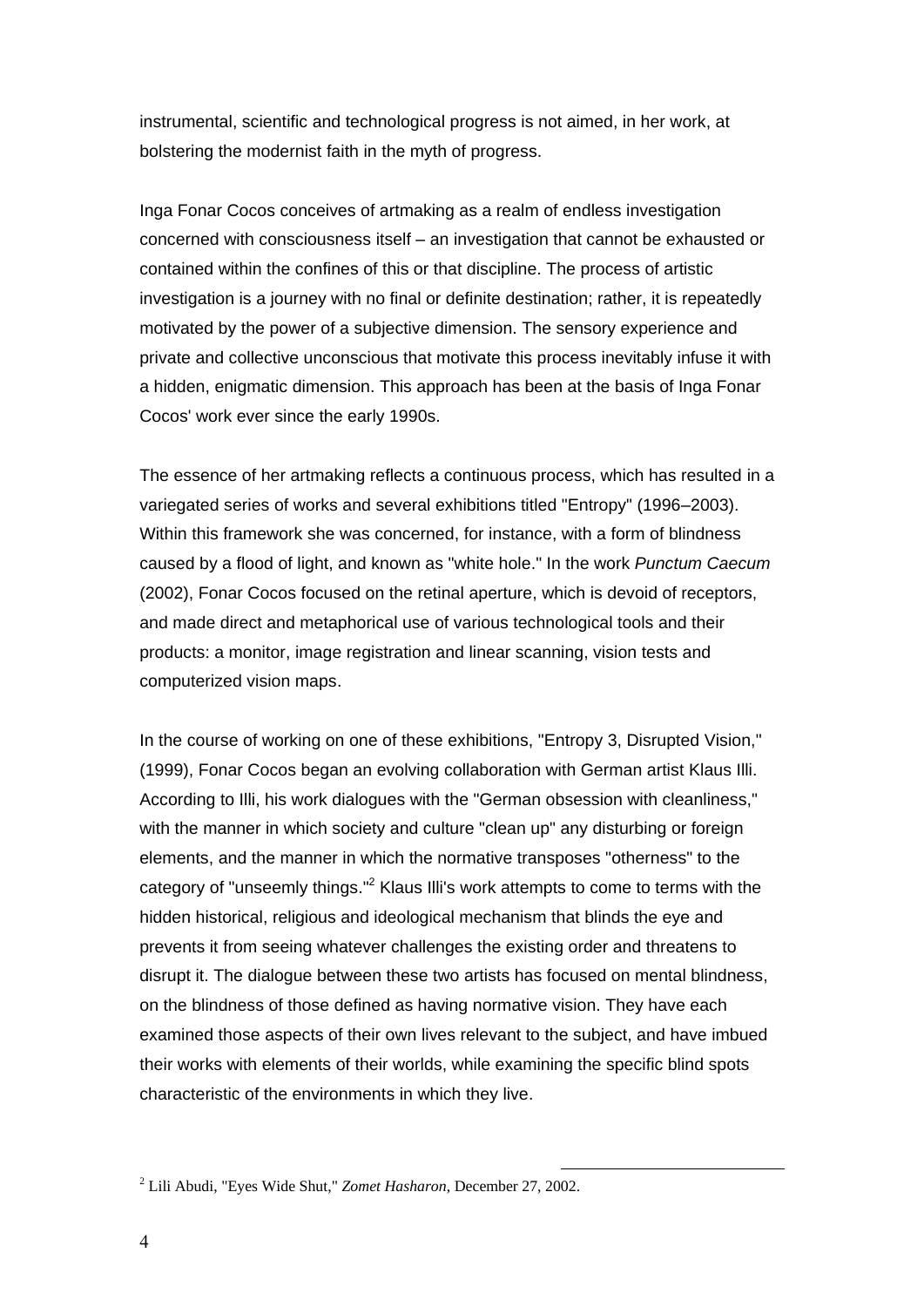instrumental, scientific and technological progress is not aimed, in her work, at bolstering the modernist faith in the myth of progress.

Inga Fonar Cocos conceives of artmaking as a realm of endless investigation concerned with consciousness itself – an investigation that cannot be exhausted or contained within the confines of this or that discipline. The process of artistic investigation is a journey with no final or definite destination; rather, it is repeatedly motivated by the power of a subjective dimension. The sensory experience and private and collective unconscious that motivate this process inevitably infuse it with a hidden, enigmatic dimension. This approach has been at the basis of Inga Fonar Cocos' work ever since the early 1990s.

The essence of her artmaking reflects a continuous process, which has resulted in a variegated series of works and several exhibitions titled "Entropy" (1996–2003). Within this framework she was concerned, for instance, with a form of blindness caused by a flood of light, and known as "white hole." In the work *Punctum Caecum* (2002), Fonar Cocos focused on the retinal aperture, which is devoid of receptors, and made direct and metaphorical use of various technological tools and their products: a monitor, image registration and linear scanning, vision tests and computerized vision maps.

In the course of working on one of these exhibitions, "Entropy 3, Disrupted Vision," (1999), Fonar Cocos began an evolving collaboration with German artist Klaus Illi. According to Illi, his work dialogues with the "German obsession with cleanliness," with the manner in which society and culture "clean up" any disturbing or foreign elements, and the manner in which the normative transposes "otherness" to the category of "unseemly things."[2] Klaus Illi's work attempts to come to terms with the hidden historical, religious and ideological mechanism that blinds the eye and prevents it from seeing whatever challenges the existing order and threatens to disrupt it. The dialogue between these two artists has focused on mental blindness, on the blindness of those defined as having normative vision. They have each examined those aspects of their own lives relevant to the subject, and have imbued their works with elements of their worlds, while examining the specific blind spots characteristic of the environments in which they live.

---

[2] Lili Abudi, "Eyes Wide Shut," *Zomet Hasharon*, December 27, 2002.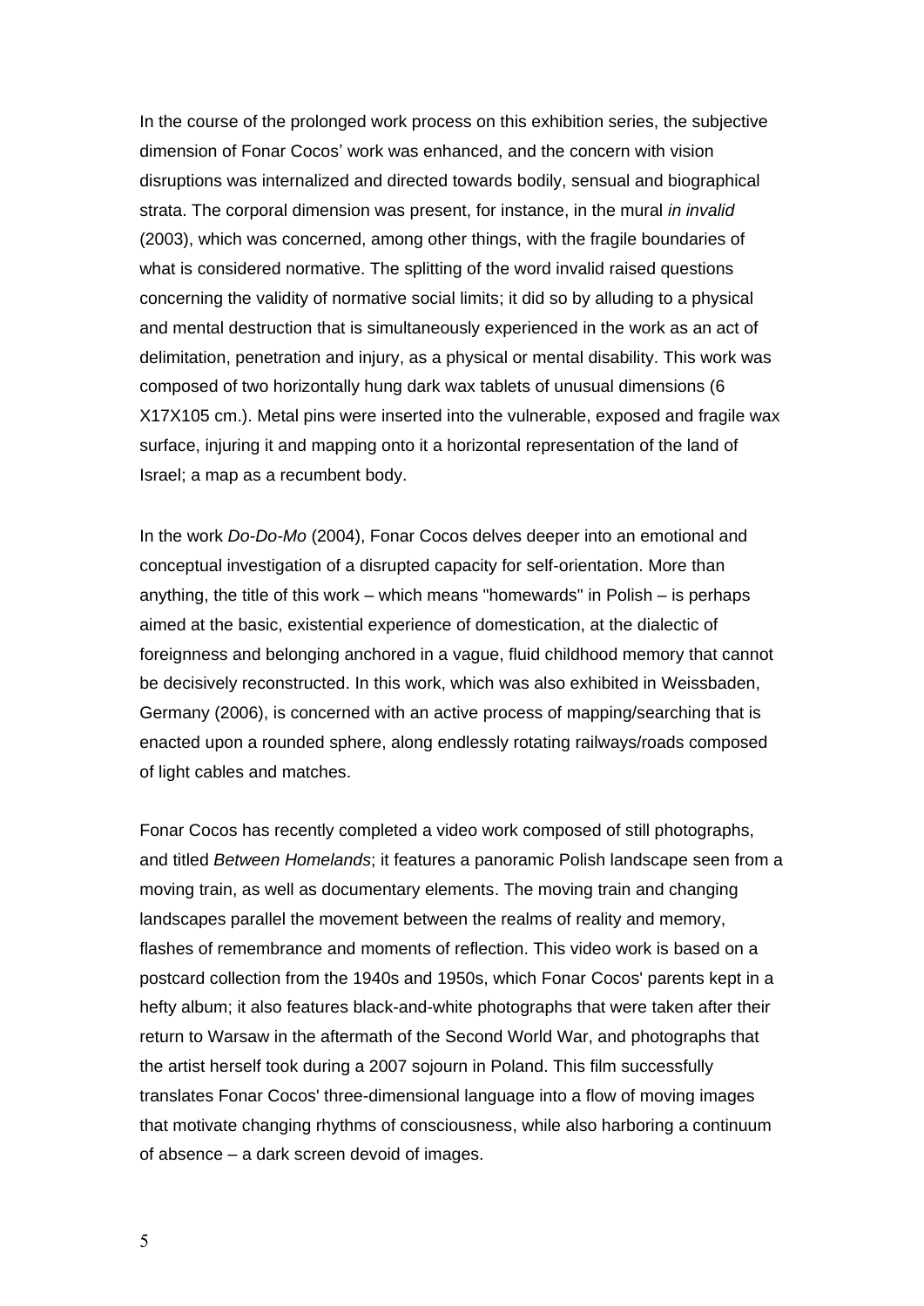In the course of the prolonged work process on this exhibition series, the subjective dimension of Fonar Cocos' work was enhanced, and the concern with vision disruptions was internalized and directed towards bodily, sensual and biographical strata. The corporal dimension was present, for instance, in the mural *in invalid* (2003), which was concerned, among other things, with the fragile boundaries of what is considered normative. The splitting of the word invalid raised questions concerning the validity of normative social limits; it did so by alluding to a physical and mental destruction that is simultaneously experienced in the work as an act of delimitation, penetration and injury, as a physical or mental disability. This work was composed of two horizontally hung dark wax tablets of unusual dimensions (6 X17X105 cm.). Metal pins were inserted into the vulnerable, exposed and fragile wax surface, injuring it and mapping onto it a horizontal representation of the land of Israel; a map as a recumbent body.

In the work *Do-Do-Mo* (2004), Fonar Cocos delves deeper into an emotional and conceptual investigation of a disrupted capacity for self-orientation. More than anything, the title of this work – which means "homewards" in Polish – is perhaps aimed at the basic, existential experience of domestication, at the dialectic of foreignness and belonging anchored in a vague, fluid childhood memory that cannot be decisively reconstructed. In this work, which was also exhibited in Weissbaden, Germany (2006), is concerned with an active process of mapping/searching that is enacted upon a rounded sphere, along endlessly rotating railways/roads composed of light cables and matches.

Fonar Cocos has recently completed a video work composed of still photographs, and titled *Between Homelands*; it features a panoramic Polish landscape seen from a moving train, as well as documentary elements. The moving train and changing landscapes parallel the movement between the realms of reality and memory, flashes of remembrance and moments of reflection. This video work is based on a postcard collection from the 1940s and 1950s, which Fonar Cocos' parents kept in a hefty album; it also features black-and-white photographs that were taken after their return to Warsaw in the aftermath of the Second World War, and photographs that the artist herself took during a 2007 sojourn in Poland. This film successfully translates Fonar Cocos' three-dimensional language into a flow of moving images that motivate changing rhythms of consciousness, while also harboring a continuum of absence – a dark screen devoid of images.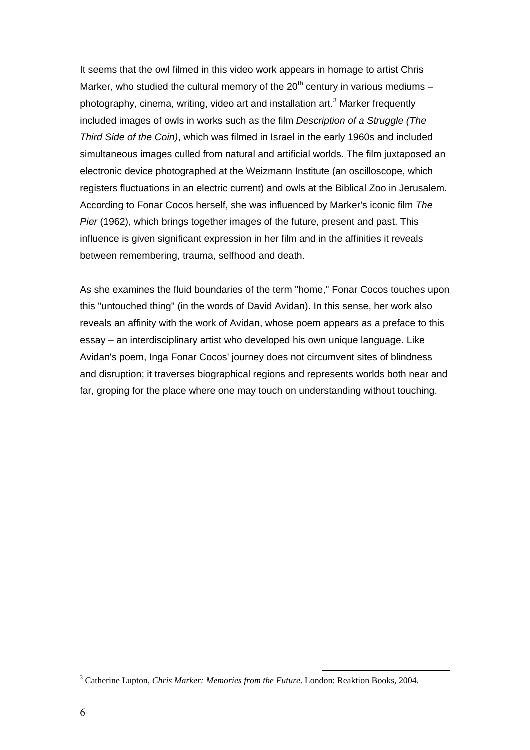It seems that the owl filmed in this video work appears in homage to artist Chris Marker, who studied the cultural memory of the 20th century in various mediums – photography, cinema, writing, video art and installation art.[3] Marker frequently included images of owls in works such as the film *Description of a Struggle (The Third Side of the Coin)*, which was filmed in Israel in the early 1960s and included simultaneous images culled from natural and artificial worlds. The film juxtaposed an electronic device photographed at the Weizmann Institute (an oscilloscope, which registers fluctuations in an electric current) and owls at the Biblical Zoo in Jerusalem. According to Fonar Cocos herself, she was influenced by Marker's iconic film *The Pier* (1962), which brings together images of the future, present and past. This influence is given significant expression in her film and in the affinities it reveals between remembering, trauma, selfhood and death.

As she examines the fluid boundaries of the term "home," Fonar Cocos touches upon this "untouched thing" (in the words of David Avidan). In this sense, her work also reveals an affinity with the work of Avidan, whose poem appears as a preface to this essay – an interdisciplinary artist who developed his own unique language. Like Avidan's poem, Inga Fonar Cocos' journey does not circumvent sites of blindness and disruption; it traverses biographical regions and represents worlds both near and far, groping for the place where one may touch on understanding without touching.

[3] Catherine Lupton, *Chris Marker: Memories from the Future*. London: Reaktion Books, 2004.